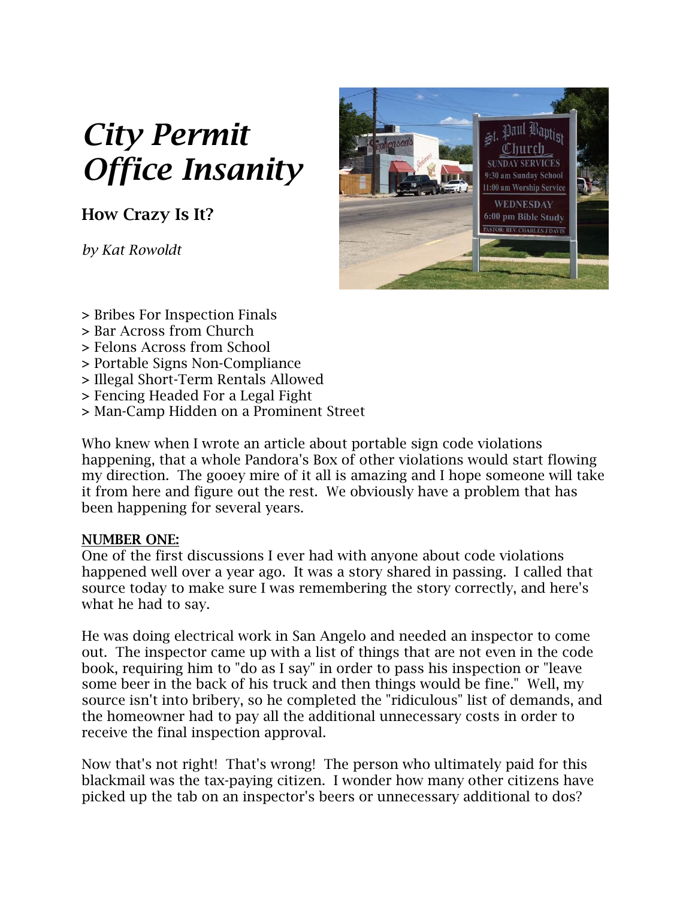# *City Permit Office Insanity*

### How Crazy Is It?

*by Kat Rowoldt*

> Bribes For Inspection Finals
> Bar Across from Church
> Felons Across from School
> Portable Signs Non-Compliance
> Illegal Short-Term Rentals Allowed
> Fencing Headed For a Legal Fight
> Man-Camp Hidden on a Prominent Street

Who knew when I wrote an article about portable sign code violations happening, that a whole Pandora's Box of other violations would start flowing my direction. The gooey mire of it all is amazing and I hope someone will take it from here and figure out the rest. We obviously have a problem that has been happening for several years.

**NUMBER ONE:**

One of the first discussions I ever had with anyone about code violations happened well over a year ago. It was a story shared in passing. I called that source today to make sure I was remembering the story correctly, and here's what he had to say.

He was doing electrical work in San Angelo and needed an inspector to come out. The inspector came up with a list of things that are not even in the code book, requiring him to "do as I say" in order to pass his inspection or "leave some beer in the back of his truck and then things would be fine." Well, my source isn't into bribery, so he completed the "ridiculous" list of demands, and the homeowner had to pay all the additional unnecessary costs in order to receive the final inspection approval.

Now that's not right! That's wrong! The person who ultimately paid for this blackmail was the tax-paying citizen. I wonder how many other citizens have picked up the tab on an inspector's beers or unnecessary additional to dos?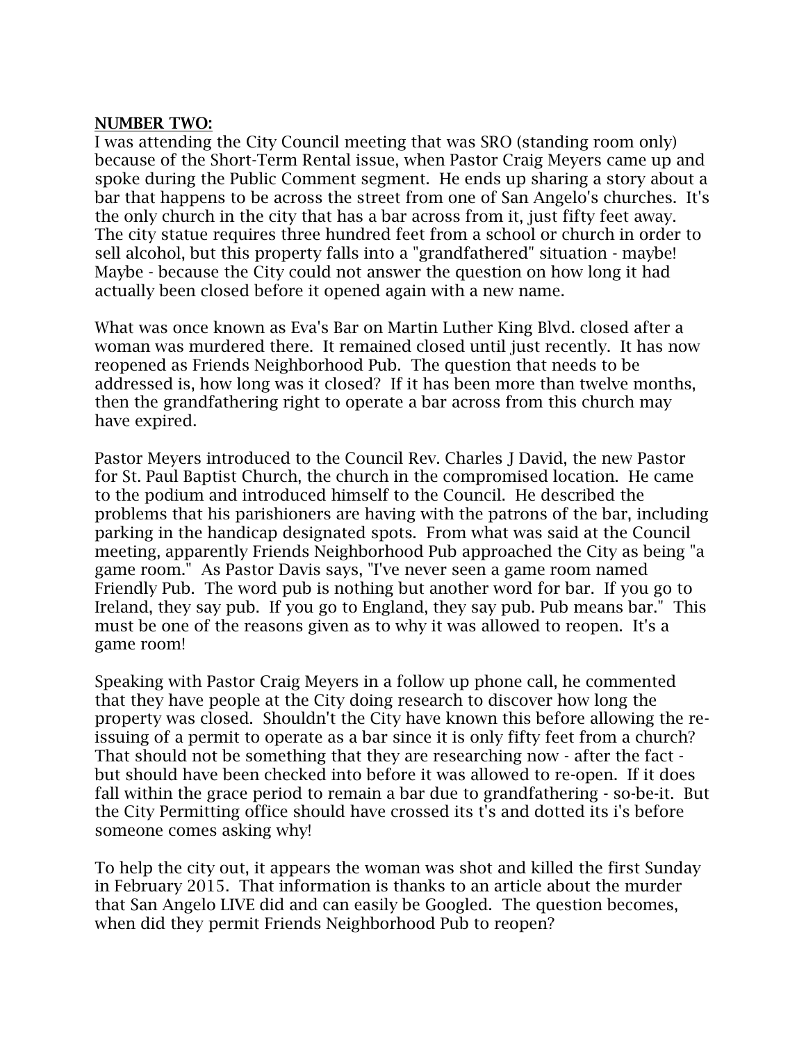**NUMBER TWO:**

I was attending the City Council meeting that was SRO (standing room only) because of the Short-Term Rental issue, when Pastor Craig Meyers came up and spoke during the Public Comment segment. He ends up sharing a story about a bar that happens to be across the street from one of San Angelo's churches. It's the only church in the city that has a bar across from it, just fifty feet away. The city statue requires three hundred feet from a school or church in order to sell alcohol, but this property falls into a "grandfathered" situation - maybe! Maybe - because the City could not answer the question on how long it had actually been closed before it opened again with a new name.

What was once known as Eva's Bar on Martin Luther King Blvd. closed after a woman was murdered there. It remained closed until just recently. It has now reopened as Friends Neighborhood Pub. The question that needs to be addressed is, how long was it closed? If it has been more than twelve months, then the grandfathering right to operate a bar across from this church may have expired.

Pastor Meyers introduced to the Council Rev. Charles J David, the new Pastor for St. Paul Baptist Church, the church in the compromised location. He came to the podium and introduced himself to the Council. He described the problems that his parishioners are having with the patrons of the bar, including parking in the handicap designated spots. From what was said at the Council meeting, apparently Friends Neighborhood Pub approached the City as being "a game room." As Pastor Davis says, "I've never seen a game room named Friendly Pub. The word pub is nothing but another word for bar. If you go to Ireland, they say pub. If you go to England, they say pub. Pub means bar." This must be one of the reasons given as to why it was allowed to reopen. It's a game room!

Speaking with Pastor Craig Meyers in a follow up phone call, he commented that they have people at the City doing research to discover how long the property was closed. Shouldn't the City have known this before allowing the re-issuing of a permit to operate as a bar since it is only fifty feet from a church? That should not be something that they are researching now - after the fact - but should have been checked into before it was allowed to re-open. If it does fall within the grace period to remain a bar due to grandfathering - so-be-it. But the City Permitting office should have crossed its t's and dotted its i's before someone comes asking why!

To help the city out, it appears the woman was shot and killed the first Sunday in February 2015. That information is thanks to an article about the murder that San Angelo LIVE did and can easily be Googled. The question becomes, when did they permit Friends Neighborhood Pub to reopen?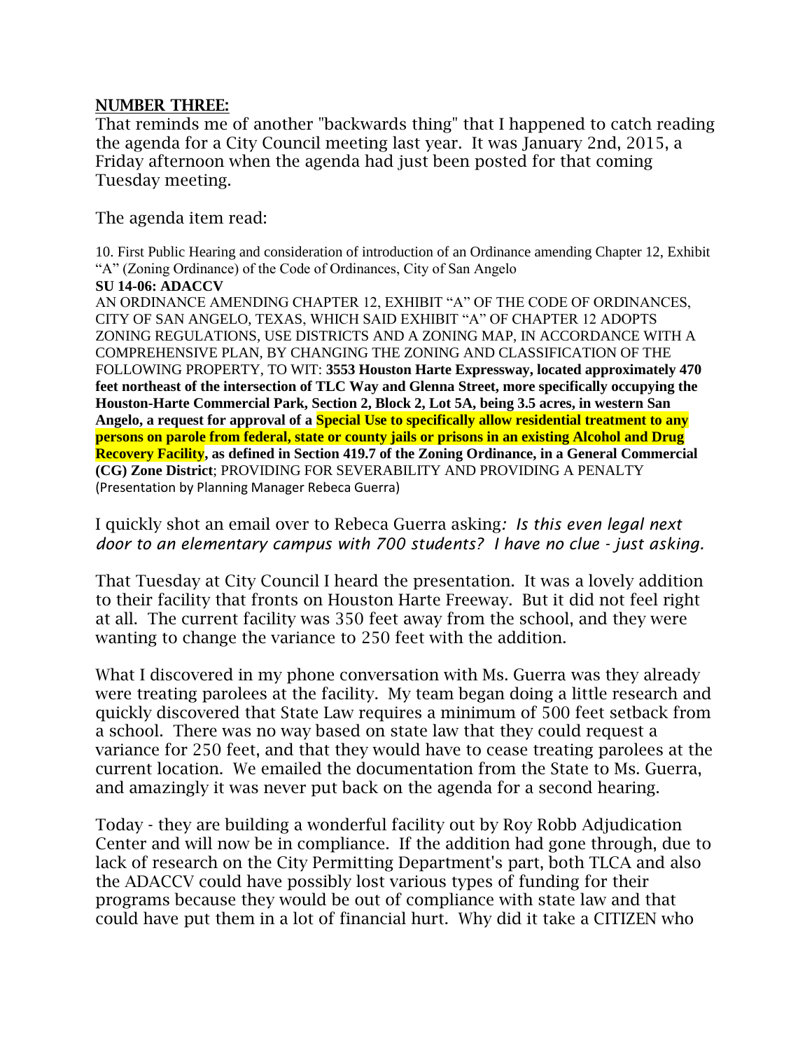## NUMBER THREE:

That reminds me of another "backwards thing" that I happened to catch reading the agenda for a City Council meeting last year. It was January 2nd, 2015, a Friday afternoon when the agenda had just been posted for that coming Tuesday meeting.

The agenda item read:

10. First Public Hearing and consideration of introduction of an Ordinance amending Chapter 12, Exhibit "A" (Zoning Ordinance) of the Code of Ordinances, City of San Angelo

**SU 14-06: ADACCV**

AN ORDINANCE AMENDING CHAPTER 12, EXHIBIT "A" OF THE CODE OF ORDINANCES, CITY OF SAN ANGELO, TEXAS, WHICH SAID EXHIBIT "A" OF CHAPTER 12 ADOPTS ZONING REGULATIONS, USE DISTRICTS AND A ZONING MAP, IN ACCORDANCE WITH A COMPREHENSIVE PLAN, BY CHANGING THE ZONING AND CLASSIFICATION OF THE FOLLOWING PROPERTY, TO WIT: **3553 Houston Harte Expressway, located approximately 470 feet northeast of the intersection of TLC Way and Glenna Street, more specifically occupying the Houston-Harte Commercial Park, Section 2, Block 2, Lot 5A, being 3.5 acres, in western San Angelo, a request for approval of a Special Use to specifically allow residential treatment to any persons on parole from federal, state or county jails or prisons in an existing Alcohol and Drug Recovery Facility, as defined in Section 419.7 of the Zoning Ordinance, in a General Commercial (CG) Zone District**; PROVIDING FOR SEVERABILITY AND PROVIDING A PENALTY (Presentation by Planning Manager Rebeca Guerra)

I quickly shot an email over to Rebeca Guerra asking*: Is this even legal next door to an elementary campus with 700 students? I have no clue - just asking.*

That Tuesday at City Council I heard the presentation. It was a lovely addition to their facility that fronts on Houston Harte Freeway. But it did not feel right at all. The current facility was 350 feet away from the school, and they were wanting to change the variance to 250 feet with the addition.

What I discovered in my phone conversation with Ms. Guerra was they already were treating parolees at the facility. My team began doing a little research and quickly discovered that State Law requires a minimum of 500 feet setback from a school. There was no way based on state law that they could request a variance for 250 feet, and that they would have to cease treating parolees at the current location. We emailed the documentation from the State to Ms. Guerra, and amazingly it was never put back on the agenda for a second hearing.

Today - they are building a wonderful facility out by Roy Robb Adjudication Center and will now be in compliance. If the addition had gone through, due to lack of research on the City Permitting Department's part, both TLCA and also the ADACCV could have possibly lost various types of funding for their programs because they would be out of compliance with state law and that could have put them in a lot of financial hurt. Why did it take a CITIZEN who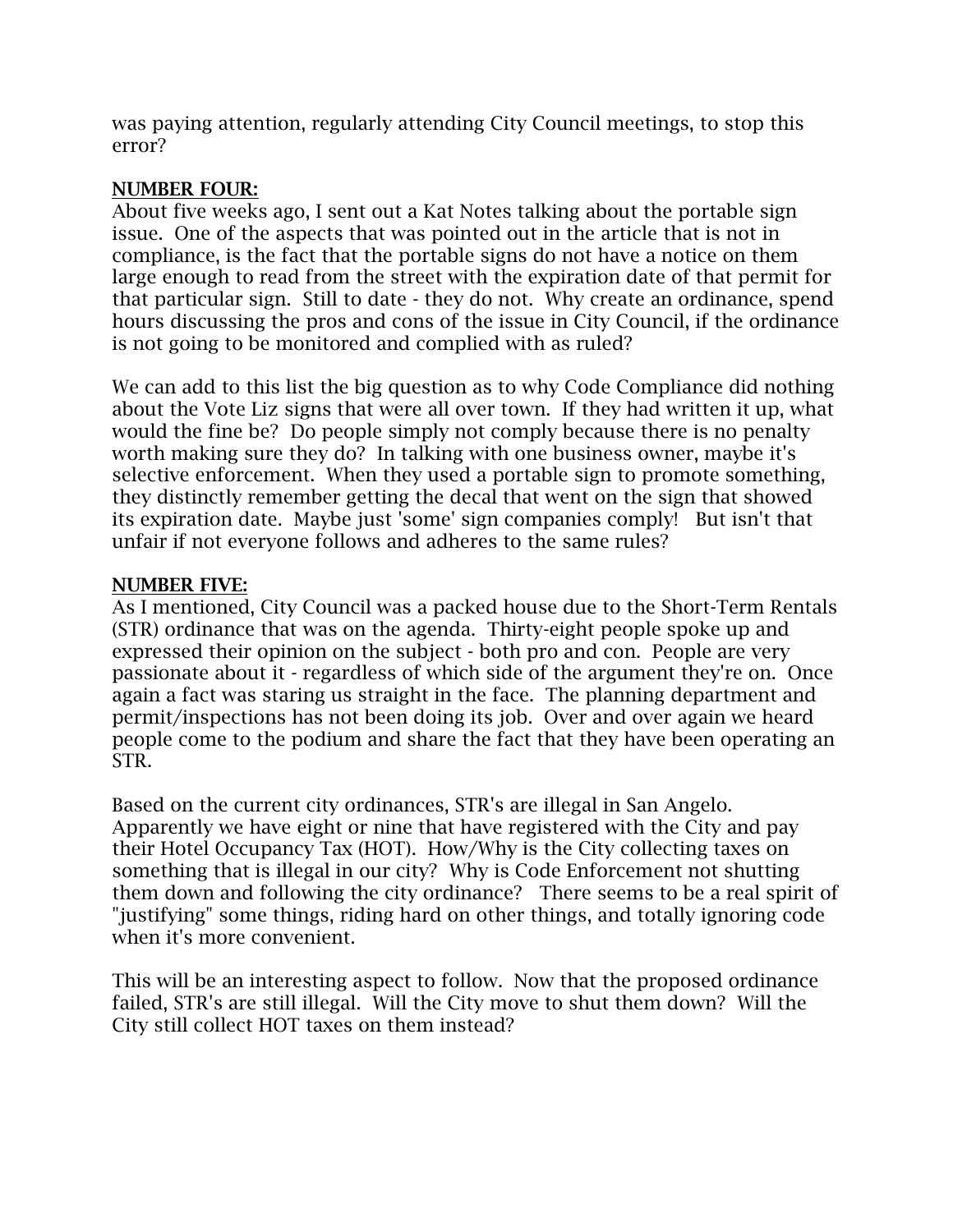was paying attention, regularly attending City Council meetings, to stop this error?

**NUMBER FOUR:**

About five weeks ago, I sent out a Kat Notes talking about the portable sign issue. One of the aspects that was pointed out in the article that is not in compliance, is the fact that the portable signs do not have a notice on them large enough to read from the street with the expiration date of that permit for that particular sign. Still to date - they do not. Why create an ordinance, spend hours discussing the pros and cons of the issue in City Council, if the ordinance is not going to be monitored and complied with as ruled?

We can add to this list the big question as to why Code Compliance did nothing about the Vote Liz signs that were all over town. If they had written it up, what would the fine be? Do people simply not comply because there is no penalty worth making sure they do? In talking with one business owner, maybe it's selective enforcement. When they used a portable sign to promote something, they distinctly remember getting the decal that went on the sign that showed its expiration date. Maybe just 'some' sign companies comply! But isn't that unfair if not everyone follows and adheres to the same rules?

**NUMBER FIVE:**

As I mentioned, City Council was a packed house due to the Short-Term Rentals (STR) ordinance that was on the agenda. Thirty-eight people spoke up and expressed their opinion on the subject - both pro and con. People are very passionate about it - regardless of which side of the argument they're on. Once again a fact was staring us straight in the face. The planning department and permit/inspections has not been doing its job. Over and over again we heard people come to the podium and share the fact that they have been operating an STR.

Based on the current city ordinances, STR's are illegal in San Angelo. Apparently we have eight or nine that have registered with the City and pay their Hotel Occupancy Tax (HOT). How/Why is the City collecting taxes on something that is illegal in our city? Why is Code Enforcement not shutting them down and following the city ordinance? There seems to be a real spirit of "justifying" some things, riding hard on other things, and totally ignoring code when it's more convenient.

This will be an interesting aspect to follow. Now that the proposed ordinance failed, STR's are still illegal. Will the City move to shut them down? Will the City still collect HOT taxes on them instead?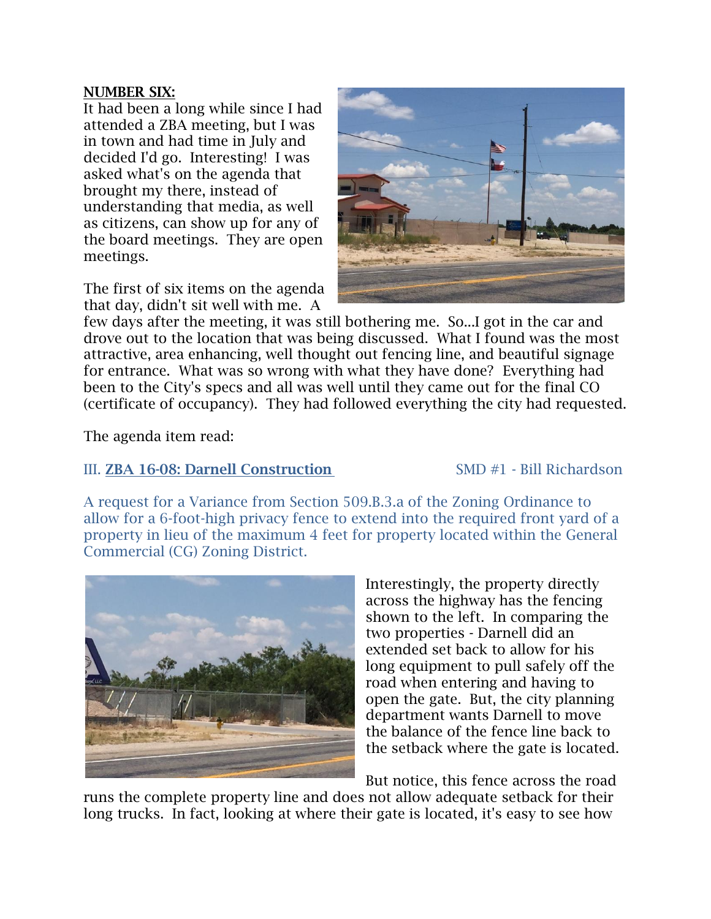**NUMBER SIX:**

It had been a long while since I had attended a ZBA meeting, but I was in town and had time in July and decided I'd go. Interesting! I was asked what's on the agenda that brought my there, instead of understanding that media, as well as citizens, can show up for any of the board meetings. They are open meetings.

The first of six items on the agenda that day, didn't sit well with me. A few days after the meeting, it was still bothering me. So...I got in the car and drove out to the location that was being discussed. What I found was the most attractive, area enhancing, well thought out fencing line, and beautiful signage for entrance. What was so wrong with what they have done? Everything had been to the City's specs and all was well until they came out for the final CO (certificate of occupancy). They had followed everything the city had requested.

The agenda item read:

III. ZBA 16-08: Darnell Construction SMD #1 - Bill Richardson

A request for a Variance from Section 509.B.3.a of the Zoning Ordinance to allow for a 6-foot-high privacy fence to extend into the required front yard of a property in lieu of the maximum 4 feet for property located within the General Commercial (CG) Zoning District.

Interestingly, the property directly across the highway has the fencing shown to the left. In comparing the two properties - Darnell did an extended set back to allow for his long equipment to pull safely off the road when entering and having to open the gate. But, the city planning department wants Darnell to move the balance of the fence line back to the setback where the gate is located.

But notice, this fence across the road runs the complete property line and does not allow adequate setback for their long trucks. In fact, looking at where their gate is located, it's easy to see how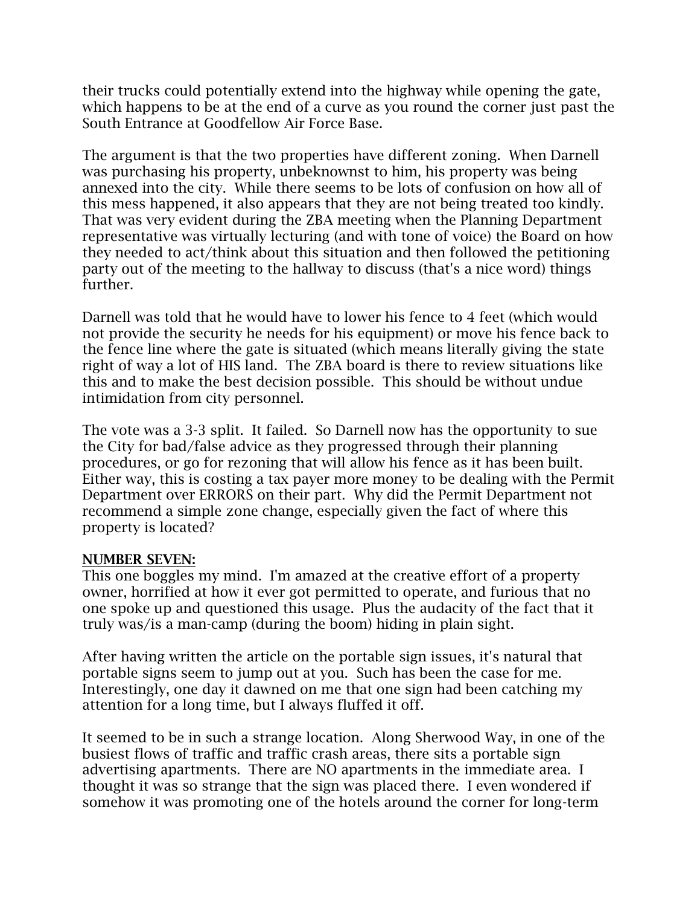their trucks could potentially extend into the highway while opening the gate, which happens to be at the end of a curve as you round the corner just past the South Entrance at Goodfellow Air Force Base.

The argument is that the two properties have different zoning. When Darnell was purchasing his property, unbeknownst to him, his property was being annexed into the city. While there seems to be lots of confusion on how all of this mess happened, it also appears that they are not being treated too kindly. That was very evident during the ZBA meeting when the Planning Department representative was virtually lecturing (and with tone of voice) the Board on how they needed to act/think about this situation and then followed the petitioning party out of the meeting to the hallway to discuss (that's a nice word) things further.

Darnell was told that he would have to lower his fence to 4 feet (which would not provide the security he needs for his equipment) or move his fence back to the fence line where the gate is situated (which means literally giving the state right of way a lot of HIS land. The ZBA board is there to review situations like this and to make the best decision possible. This should be without undue intimidation from city personnel.

The vote was a 3-3 split. It failed. So Darnell now has the opportunity to sue the City for bad/false advice as they progressed through their planning procedures, or go for rezoning that will allow his fence as it has been built. Either way, this is costing a tax payer more money to be dealing with the Permit Department over ERRORS on their part. Why did the Permit Department not recommend a simple zone change, especially given the fact of where this property is located?

**NUMBER SEVEN:**
This one boggles my mind. I'm amazed at the creative effort of a property owner, horrified at how it ever got permitted to operate, and furious that no one spoke up and questioned this usage. Plus the audacity of the fact that it truly was/is a man-camp (during the boom) hiding in plain sight.

After having written the article on the portable sign issues, it's natural that portable signs seem to jump out at you. Such has been the case for me. Interestingly, one day it dawned on me that one sign had been catching my attention for a long time, but I always fluffed it off.

It seemed to be in such a strange location. Along Sherwood Way, in one of the busiest flows of traffic and traffic crash areas, there sits a portable sign advertising apartments. There are NO apartments in the immediate area. I thought it was so strange that the sign was placed there. I even wondered if somehow it was promoting one of the hotels around the corner for long-term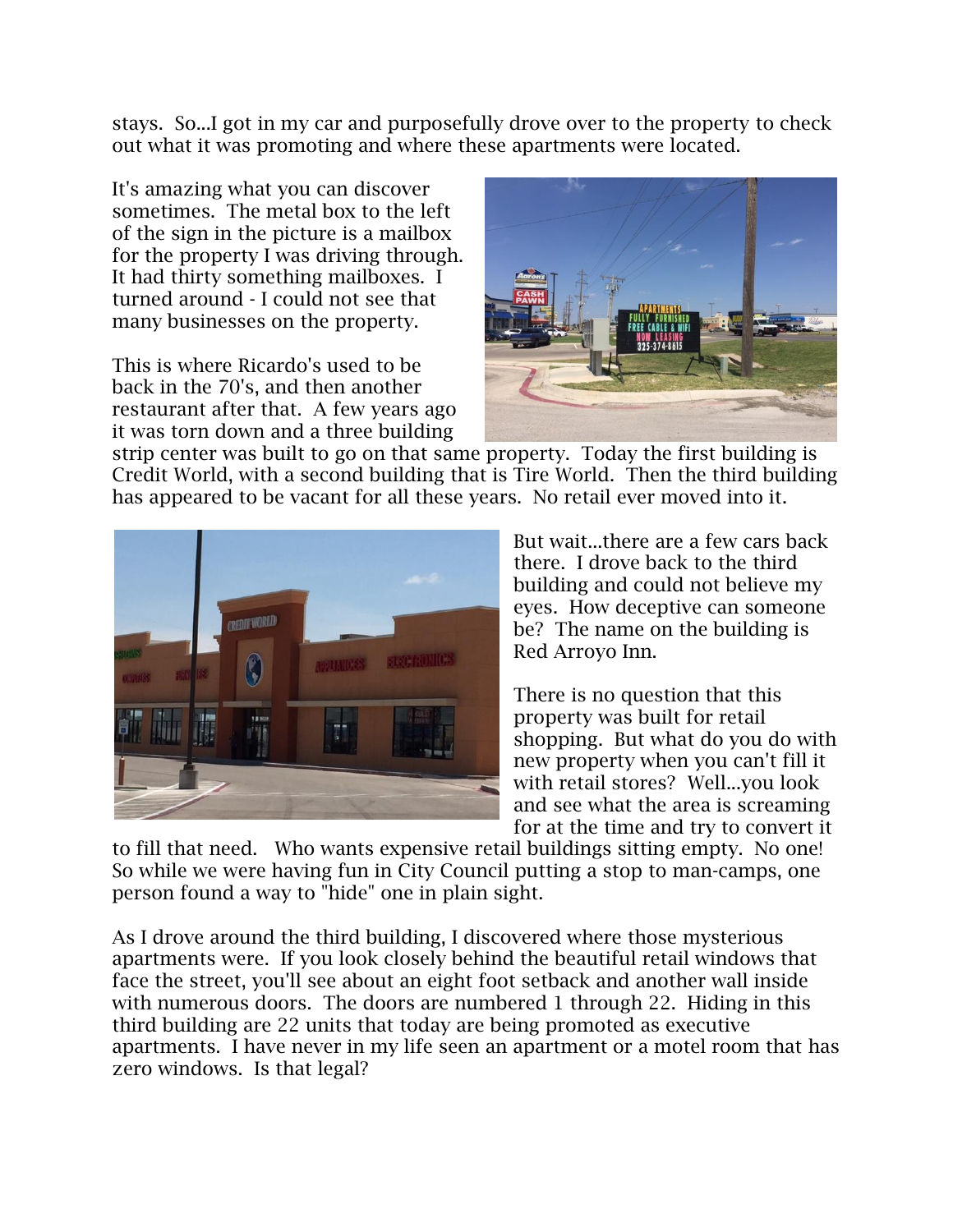stays. So...I got in my car and purposefully drove over to the property to check out what it was promoting and where these apartments were located.

It's amazing what you can discover sometimes. The metal box to the left of the sign in the picture is a mailbox for the property I was driving through. It had thirty something mailboxes. I turned around - I could not see that many businesses on the property.

This is where Ricardo's used to be back in the 70's, and then another restaurant after that. A few years ago it was torn down and a three building strip center was built to go on that same property. Today the first building is Credit World, with a second building that is Tire World. Then the third building has appeared to be vacant for all these years. No retail ever moved into it.

But wait...there are a few cars back there. I drove back to the third building and could not believe my eyes. How deceptive can someone be? The name on the building is Red Arroyo Inn.

There is no question that this property was built for retail shopping. But what do you do with new property when you can't fill it with retail stores? Well...you look and see what the area is screaming for at the time and try to convert it to fill that need. Who wants expensive retail buildings sitting empty. No one! So while we were having fun in City Council putting a stop to man-camps, one person found a way to "hide" one in plain sight.

As I drove around the third building, I discovered where those mysterious apartments were. If you look closely behind the beautiful retail windows that face the street, you'll see about an eight foot setback and another wall inside with numerous doors. The doors are numbered 1 through 22. Hiding in this third building are 22 units that today are being promoted as executive apartments. I have never in my life seen an apartment or a motel room that has zero windows. Is that legal?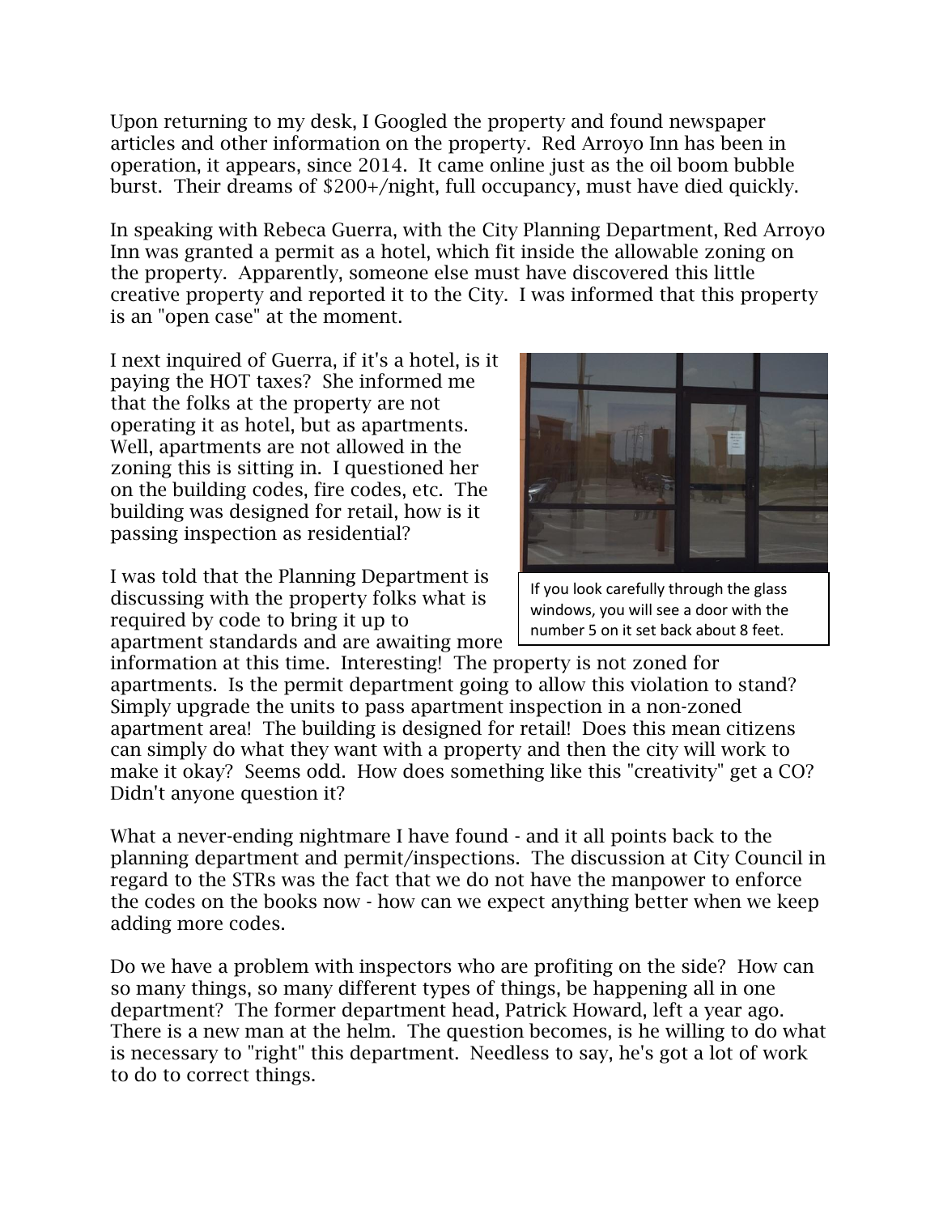Upon returning to my desk, I Googled the property and found newspaper articles and other information on the property. Red Arroyo Inn has been in operation, it appears, since 2014. It came online just as the oil boom bubble burst. Their dreams of $200+/night, full occupancy, must have died quickly.

In speaking with Rebeca Guerra, with the City Planning Department, Red Arroyo Inn was granted a permit as a hotel, which fit inside the allowable zoning on the property. Apparently, someone else must have discovered this little creative property and reported it to the City. I was informed that this property is an "open case" at the moment.

I next inquired of Guerra, if it's a hotel, is it paying the HOT taxes? She informed me that the folks at the property are not operating it as hotel, but as apartments. Well, apartments are not allowed in the zoning this is sitting in. I questioned her on the building codes, fire codes, etc. The building was designed for retail, how is it passing inspection as residential?

If you look carefully through the glass windows, you will see a door with the number 5 on it set back about 8 feet.

I was told that the Planning Department is discussing with the property folks what is required by code to bring it up to apartment standards and are awaiting more information at this time. Interesting! The property is not zoned for apartments. Is the permit department going to allow this violation to stand? Simply upgrade the units to pass apartment inspection in a non-zoned apartment area! The building is designed for retail! Does this mean citizens can simply do what they want with a property and then the city will work to make it okay? Seems odd. How does something like this "creativity" get a CO? Didn't anyone question it?

What a never-ending nightmare I have found - and it all points back to the planning department and permit/inspections. The discussion at City Council in regard to the STRs was the fact that we do not have the manpower to enforce the codes on the books now - how can we expect anything better when we keep adding more codes.

Do we have a problem with inspectors who are profiting on the side? How can so many things, so many different types of things, be happening all in one department? The former department head, Patrick Howard, left a year ago. There is a new man at the helm. The question becomes, is he willing to do what is necessary to "right" this department. Needless to say, he's got a lot of work to do to correct things.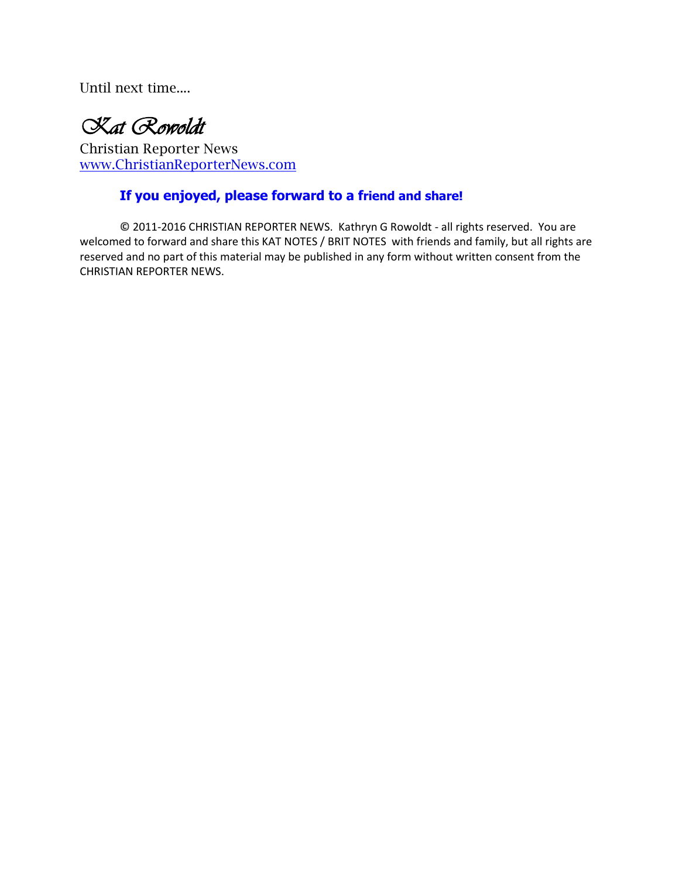Until next time....

*Kat Rowoldt*

Christian Reporter News
www.ChristianReporterNews.com

**If you enjoyed, please forward to a friend and share!**

© 2011-2016 CHRISTIAN REPORTER NEWS. Kathryn G Rowoldt - all rights reserved. You are welcomed to forward and share this KAT NOTES / BRIT NOTES with friends and family, but all rights are reserved and no part of this material may be published in any form without written consent from the CHRISTIAN REPORTER NEWS.